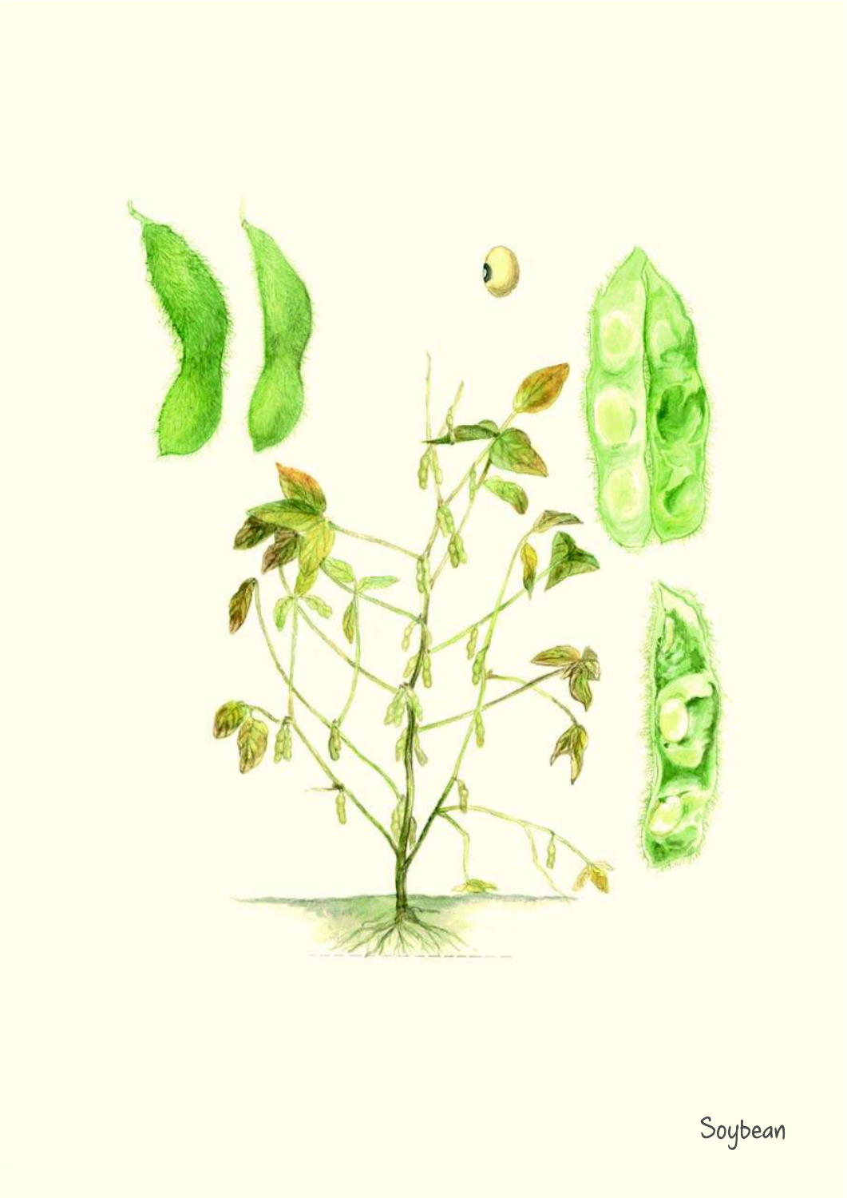Soybean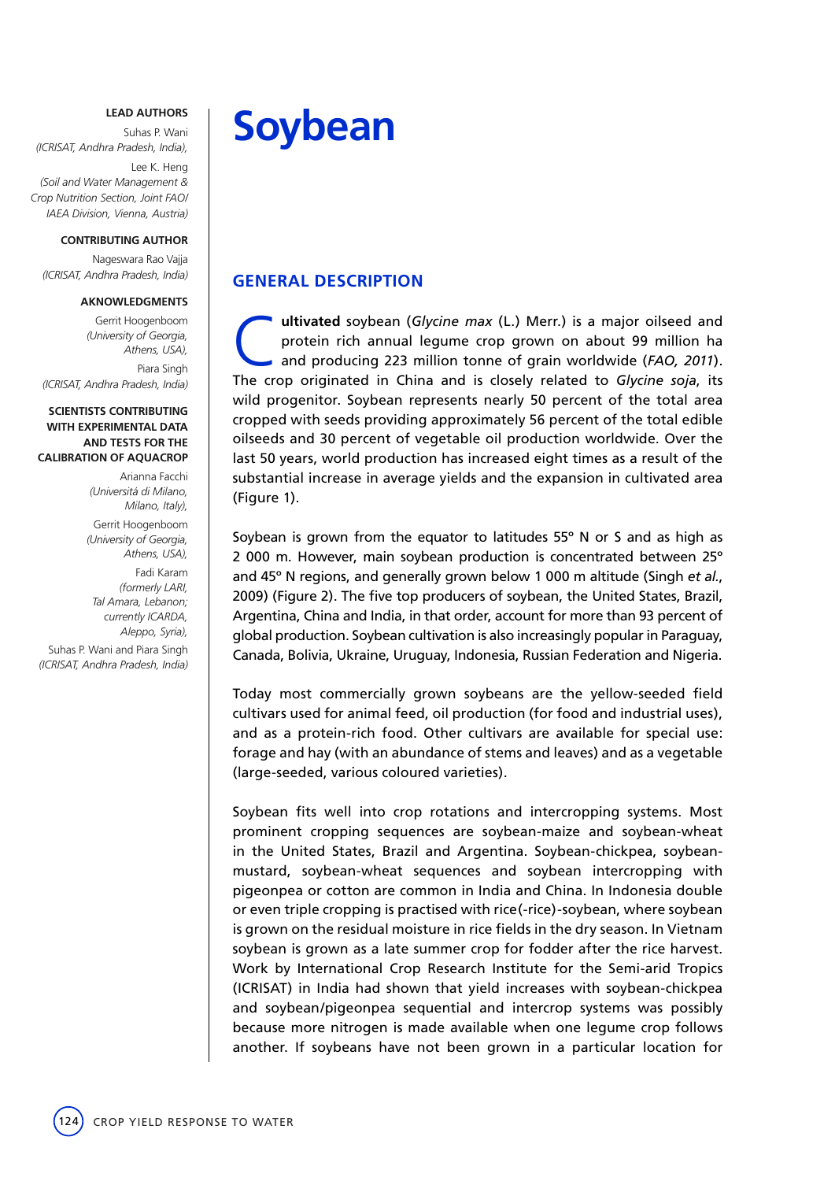**LEAD AUTHORS**

Suhas P. Wani
*(ICRISAT, Andhra Pradesh, India),*

Lee K. Heng
*(Soil and Water Management & Crop Nutrition Section, Joint FAO/IAEA Division, Vienna, Austria)*

**CONTRIBUTING AUTHOR**

Nageswara Rao Vajja
*(ICRISAT, Andhra Pradesh, India)*

**AKNOWLEDGMENTS**

Gerrit Hoogenboom
*(University of Georgia, Athens, USA),*

Piara Singh
*(ICRISAT, Andhra Pradesh, India)*

**SCIENTISTS CONTRIBUTING WITH EXPERIMENTAL DATA AND TESTS FOR THE CALIBRATION OF AQUACROP**

Arianna Facchi
*(Universitá di Milano, Milano, Italy),*

Gerrit Hoogenboom
*(University of Georgia, Athens, USA),*

Fadi Karam
*(formerly LARI, Tal Amara, Lebanon; currently ICARDA, Aleppo, Syria),*

Suhas P. Wani and Piara Singh
*(ICRISAT, Andhra Pradesh, India)*

# Soybean

## GENERAL DESCRIPTION

**Cultivated** soybean (*Glycine max* (L.) Merr.) is a major oilseed and protein rich annual legume crop grown on about 99 million ha and producing 223 million tonne of grain worldwide (*FAO, 2011*). The crop originated in China and is closely related to *Glycine soja*, its wild progenitor. Soybean represents nearly 50 percent of the total area cropped with seeds providing approximately 56 percent of the total edible oilseeds and 30 percent of vegetable oil production worldwide. Over the last 50 years, world production has increased eight times as a result of the substantial increase in average yields and the expansion in cultivated area (Figure 1).

Soybean is grown from the equator to latitudes 55º N or S and as high as 2 000 m. However, main soybean production is concentrated between 25º and 45º N regions, and generally grown below 1 000 m altitude (Singh *et al.*, 2009) (Figure 2). The five top producers of soybean, the United States, Brazil, Argentina, China and India, in that order, account for more than 93 percent of global production. Soybean cultivation is also increasingly popular in Paraguay, Canada, Bolivia, Ukraine, Uruguay, Indonesia, Russian Federation and Nigeria.

Today most commercially grown soybeans are the yellow-seeded field cultivars used for animal feed, oil production (for food and industrial uses), and as a protein-rich food. Other cultivars are available for special use: forage and hay (with an abundance of stems and leaves) and as a vegetable (large-seeded, various coloured varieties).

Soybean fits well into crop rotations and intercropping systems. Most prominent cropping sequences are soybean-maize and soybean-wheat in the United States, Brazil and Argentina. Soybean-chickpea, soybean-mustard, soybean-wheat sequences and soybean intercropping with pigeonpea or cotton are common in India and China. In Indonesia double or even triple cropping is practised with rice(-rice)-soybean, where soybean is grown on the residual moisture in rice fields in the dry season. In Vietnam soybean is grown as a late summer crop for fodder after the rice harvest. Work by International Crop Research Institute for the Semi-arid Tropics (ICRISAT) in India had shown that yield increases with soybean-chickpea and soybean/pigeonpea sequential and intercrop systems was possibly because more nitrogen is made available when one legume crop follows another. If soybeans have not been grown in a particular location for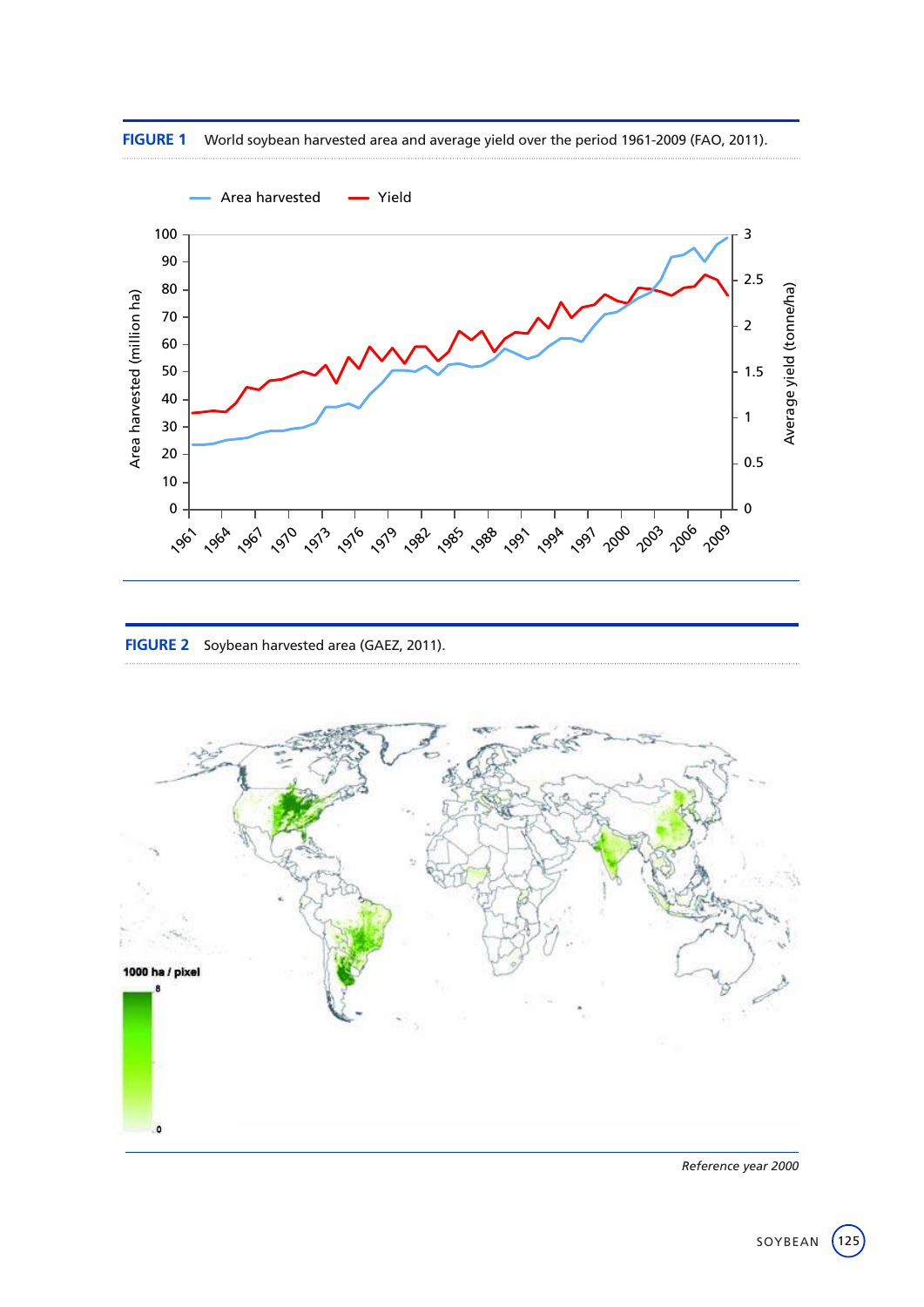**FIGURE 1** World soybean harvested area and average yield over the period 1961-2009 (FAO, 2011).

**FIGURE 2** Soybean harvested area (GAEZ, 2011).

*Reference year 2000*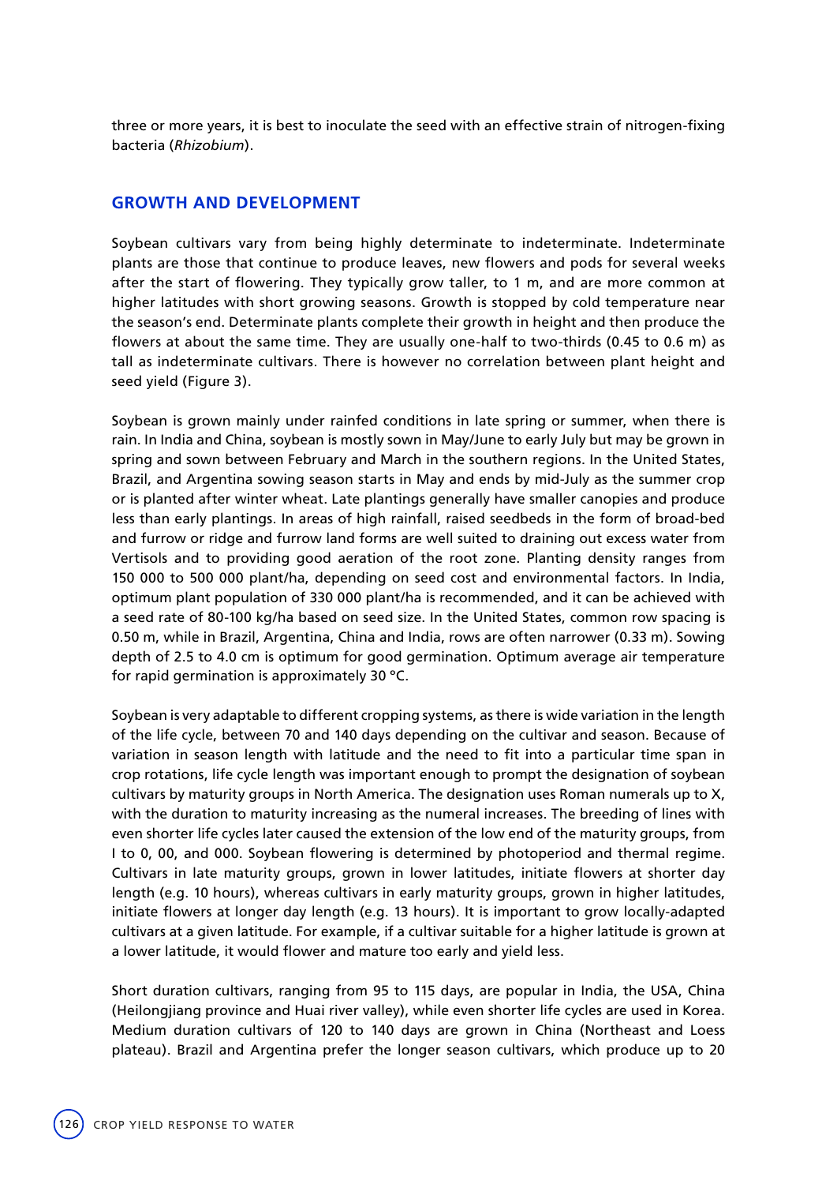three or more years, it is best to inoculate the seed with an effective strain of nitrogen-fixing bacteria (*Rhizobium*).

## GROWTH AND DEVELOPMENT

Soybean cultivars vary from being highly determinate to indeterminate. Indeterminate plants are those that continue to produce leaves, new flowers and pods for several weeks after the start of flowering. They typically grow taller, to 1 m, and are more common at higher latitudes with short growing seasons. Growth is stopped by cold temperature near the season's end. Determinate plants complete their growth in height and then produce the flowers at about the same time. They are usually one-half to two-thirds (0.45 to 0.6 m) as tall as indeterminate cultivars. There is however no correlation between plant height and seed yield (Figure 3).

Soybean is grown mainly under rainfed conditions in late spring or summer, when there is rain. In India and China, soybean is mostly sown in May/June to early July but may be grown in spring and sown between February and March in the southern regions. In the United States, Brazil, and Argentina sowing season starts in May and ends by mid-July as the summer crop or is planted after winter wheat. Late plantings generally have smaller canopies and produce less than early plantings. In areas of high rainfall, raised seedbeds in the form of broad-bed and furrow or ridge and furrow land forms are well suited to draining out excess water from Vertisols and to providing good aeration of the root zone. Planting density ranges from 150 000 to 500 000 plant/ha, depending on seed cost and environmental factors. In India, optimum plant population of 330 000 plant/ha is recommended, and it can be achieved with a seed rate of 80-100 kg/ha based on seed size. In the United States, common row spacing is 0.50 m, while in Brazil, Argentina, China and India, rows are often narrower (0.33 m). Sowing depth of 2.5 to 4.0 cm is optimum for good germination. Optimum average air temperature for rapid germination is approximately 30 °C.

Soybean is very adaptable to different cropping systems, as there is wide variation in the length of the life cycle, between 70 and 140 days depending on the cultivar and season. Because of variation in season length with latitude and the need to fit into a particular time span in crop rotations, life cycle length was important enough to prompt the designation of soybean cultivars by maturity groups in North America. The designation uses Roman numerals up to X, with the duration to maturity increasing as the numeral increases. The breeding of lines with even shorter life cycles later caused the extension of the low end of the maturity groups, from I to 0, 00, and 000. Soybean flowering is determined by photoperiod and thermal regime. Cultivars in late maturity groups, grown in lower latitudes, initiate flowers at shorter day length (e.g. 10 hours), whereas cultivars in early maturity groups, grown in higher latitudes, initiate flowers at longer day length (e.g. 13 hours). It is important to grow locally-adapted cultivars at a given latitude. For example, if a cultivar suitable for a higher latitude is grown at a lower latitude, it would flower and mature too early and yield less.

Short duration cultivars, ranging from 95 to 115 days, are popular in India, the USA, China (Heilongjiang province and Huai river valley), while even shorter life cycles are used in Korea. Medium duration cultivars of 120 to 140 days are grown in China (Northeast and Loess plateau). Brazil and Argentina prefer the longer season cultivars, which produce up to 20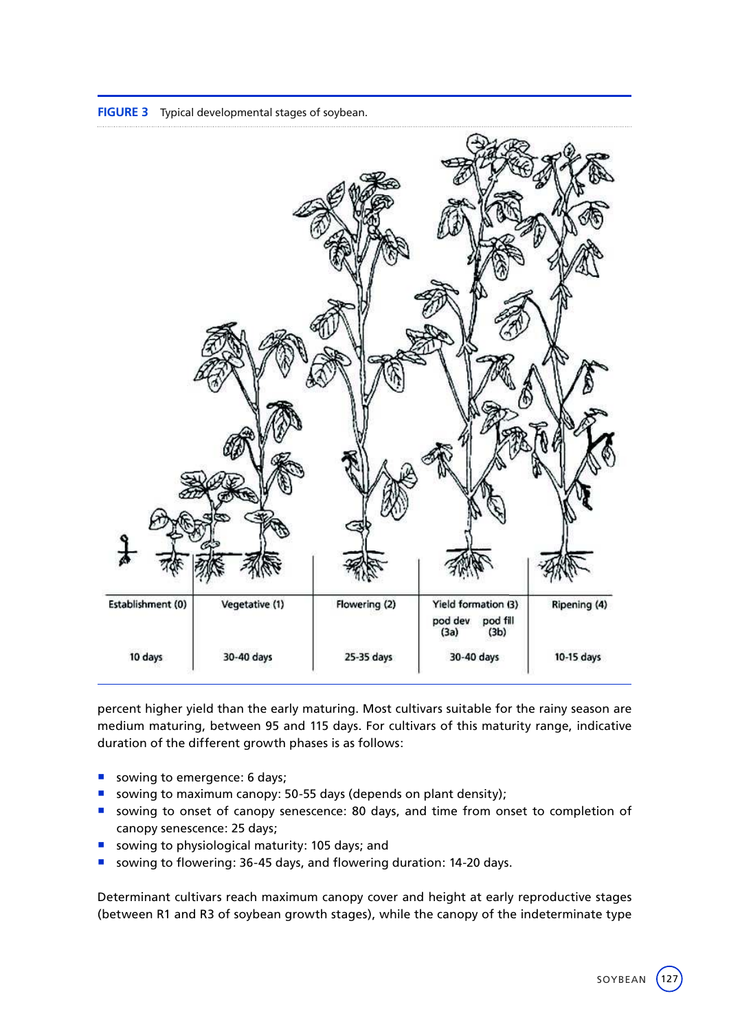**FIGURE 3** Typical developmental stages of soybean.

| Establishment (0) | Vegetative (1) | Flowering (2) | Yield formation (3) pod dev (3a) pod fill (3b) | Ripening (4) |
|---|---|---|---|---|
| 10 days | 30-40 days | 25-35 days | 30-40 days | 10-15 days |

percent higher yield than the early maturing. Most cultivars suitable for the rainy season are medium maturing, between 95 and 115 days. For cultivars of this maturity range, indicative duration of the different growth phases is as follows:

- sowing to emergence: 6 days;
- sowing to maximum canopy: 50-55 days (depends on plant density);
- sowing to onset of canopy senescence: 80 days, and time from onset to completion of canopy senescence: 25 days;
- sowing to physiological maturity: 105 days; and
- sowing to flowering: 36-45 days, and flowering duration: 14-20 days.

Determinant cultivars reach maximum canopy cover and height at early reproductive stages (between R1 and R3 of soybean growth stages), while the canopy of the indeterminate type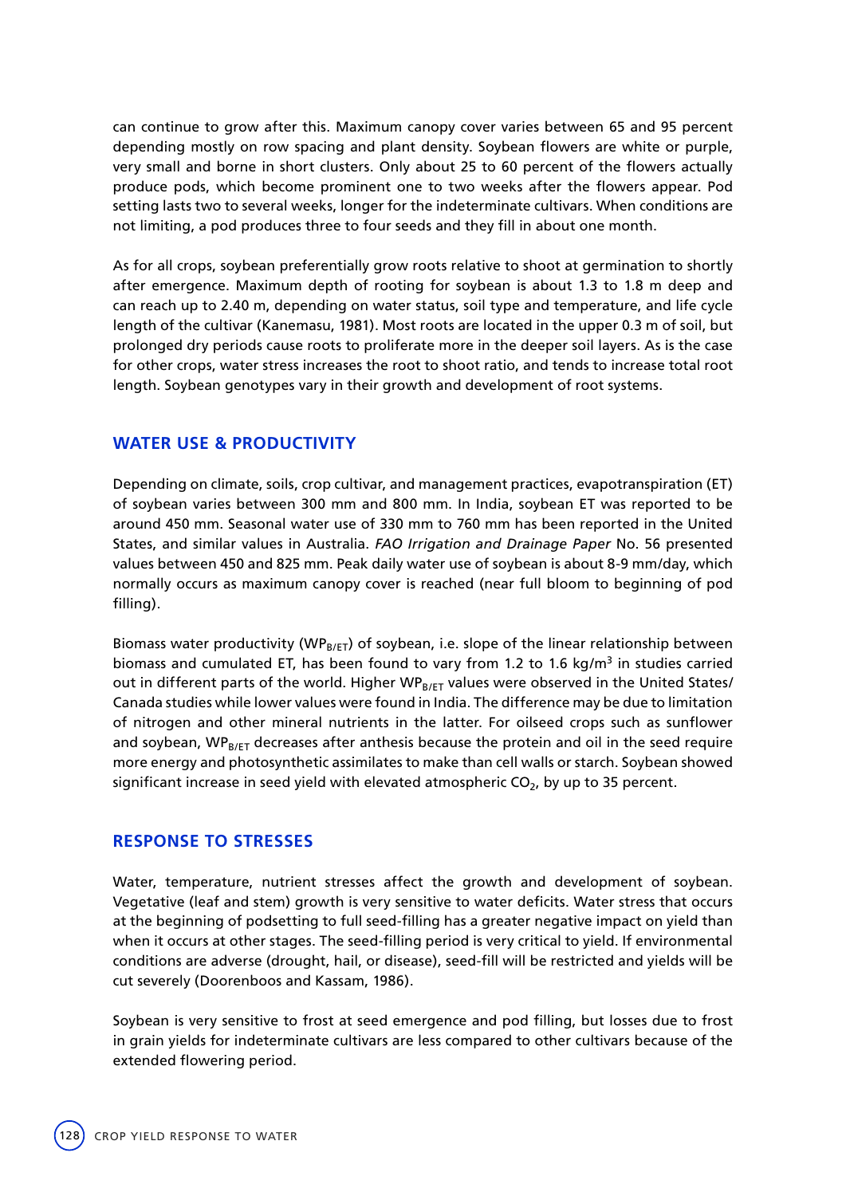can continue to grow after this. Maximum canopy cover varies between 65 and 95 percent depending mostly on row spacing and plant density. Soybean flowers are white or purple, very small and borne in short clusters. Only about 25 to 60 percent of the flowers actually produce pods, which become prominent one to two weeks after the flowers appear. Pod setting lasts two to several weeks, longer for the indeterminate cultivars. When conditions are not limiting, a pod produces three to four seeds and they fill in about one month.

As for all crops, soybean preferentially grow roots relative to shoot at germination to shortly after emergence. Maximum depth of rooting for soybean is about 1.3 to 1.8 m deep and can reach up to 2.40 m, depending on water status, soil type and temperature, and life cycle length of the cultivar (Kanemasu, 1981). Most roots are located in the upper 0.3 m of soil, but prolonged dry periods cause roots to proliferate more in the deeper soil layers. As is the case for other crops, water stress increases the root to shoot ratio, and tends to increase total root length. Soybean genotypes vary in their growth and development of root systems.

## WATER USE & PRODUCTIVITY

Depending on climate, soils, crop cultivar, and management practices, evapotranspiration (ET) of soybean varies between 300 mm and 800 mm. In India, soybean ET was reported to be around 450 mm. Seasonal water use of 330 mm to 760 mm has been reported in the United States, and similar values in Australia. *FAO Irrigation and Drainage Paper* No. 56 presented values between 450 and 825 mm. Peak daily water use of soybean is about 8-9 mm/day, which normally occurs as maximum canopy cover is reached (near full bloom to beginning of pod filling).

Biomass water productivity ($WP_{B/ET}$) of soybean, i.e. slope of the linear relationship between biomass and cumulated ET, has been found to vary from 1.2 to 1.6 kg/m$^3$ in studies carried out in different parts of the world. Higher $WP_{B/ET}$ values were observed in the United States/ Canada studies while lower values were found in India. The difference may be due to limitation of nitrogen and other mineral nutrients in the latter. For oilseed crops such as sunflower and soybean, $WP_{B/ET}$ decreases after anthesis because the protein and oil in the seed require more energy and photosynthetic assimilates to make than cell walls or starch. Soybean showed significant increase in seed yield with elevated atmospheric $CO_2$, by up to 35 percent.

## RESPONSE TO STRESSES

Water, temperature, nutrient stresses affect the growth and development of soybean. Vegetative (leaf and stem) growth is very sensitive to water deficits. Water stress that occurs at the beginning of podsetting to full seed-filling has a greater negative impact on yield than when it occurs at other stages. The seed-filling period is very critical to yield. If environmental conditions are adverse (drought, hail, or disease), seed-fill will be restricted and yields will be cut severely (Doorenboos and Kassam, 1986).

Soybean is very sensitive to frost at seed emergence and pod filling, but losses due to frost in grain yields for indeterminate cultivars are less compared to other cultivars because of the extended flowering period.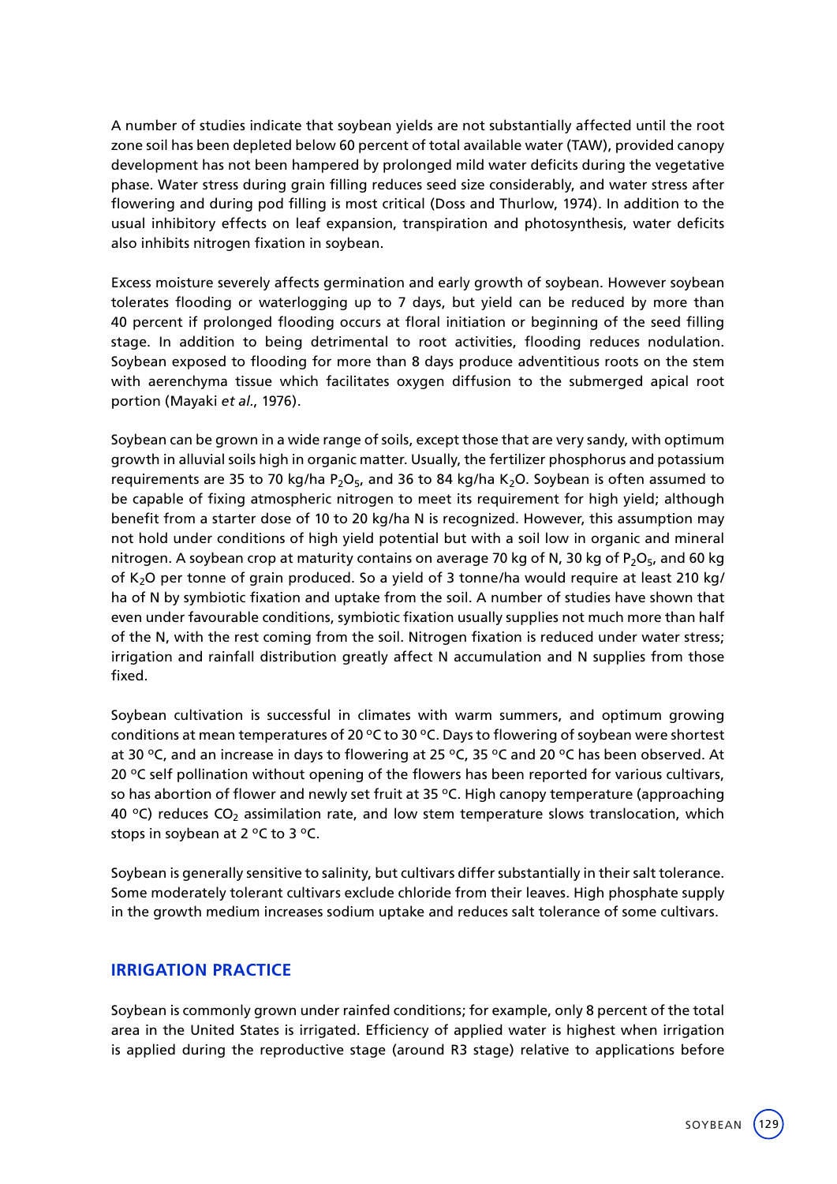A number of studies indicate that soybean yields are not substantially affected until the root zone soil has been depleted below 60 percent of total available water (TAW), provided canopy development has not been hampered by prolonged mild water deficits during the vegetative phase. Water stress during grain filling reduces seed size considerably, and water stress after flowering and during pod filling is most critical (Doss and Thurlow, 1974). In addition to the usual inhibitory effects on leaf expansion, transpiration and photosynthesis, water deficits also inhibits nitrogen fixation in soybean.

Excess moisture severely affects germination and early growth of soybean. However soybean tolerates flooding or waterlogging up to 7 days, but yield can be reduced by more than 40 percent if prolonged flooding occurs at floral initiation or beginning of the seed filling stage. In addition to being detrimental to root activities, flooding reduces nodulation. Soybean exposed to flooding for more than 8 days produce adventitious roots on the stem with aerenchyma tissue which facilitates oxygen diffusion to the submerged apical root portion (Mayaki *et al.*, 1976).

Soybean can be grown in a wide range of soils, except those that are very sandy, with optimum growth in alluvial soils high in organic matter. Usually, the fertilizer phosphorus and potassium requirements are 35 to 70 kg/ha $P_2O_5$, and 36 to 84 kg/ha $K_2O$. Soybean is often assumed to be capable of fixing atmospheric nitrogen to meet its requirement for high yield; although benefit from a starter dose of 10 to 20 kg/ha N is recognized. However, this assumption may not hold under conditions of high yield potential but with a soil low in organic and mineral nitrogen. A soybean crop at maturity contains on average 70 kg of N, 30 kg of $P_2O_5$, and 60 kg of $K_2O$ per tonne of grain produced. So a yield of 3 tonne/ha would require at least 210 kg/ha of N by symbiotic fixation and uptake from the soil. A number of studies have shown that even under favourable conditions, symbiotic fixation usually supplies not much more than half of the N, with the rest coming from the soil. Nitrogen fixation is reduced under water stress; irrigation and rainfall distribution greatly affect N accumulation and N supplies from those fixed.

Soybean cultivation is successful in climates with warm summers, and optimum growing conditions at mean temperatures of 20 °C to 30 °C. Days to flowering of soybean were shortest at 30 °C, and an increase in days to flowering at 25 °C, 35 °C and 20 °C has been observed. At 20 °C self pollination without opening of the flowers has been reported for various cultivars, so has abortion of flower and newly set fruit at 35 °C. High canopy temperature (approaching 40 °C) reduces $CO_2$ assimilation rate, and low stem temperature slows translocation, which stops in soybean at 2 °C to 3 °C.

Soybean is generally sensitive to salinity, but cultivars differ substantially in their salt tolerance. Some moderately tolerant cultivars exclude chloride from their leaves. High phosphate supply in the growth medium increases sodium uptake and reduces salt tolerance of some cultivars.

## IRRIGATION PRACTICE

Soybean is commonly grown under rainfed conditions; for example, only 8 percent of the total area in the United States is irrigated. Efficiency of applied water is highest when irrigation is applied during the reproductive stage (around R3 stage) relative to applications before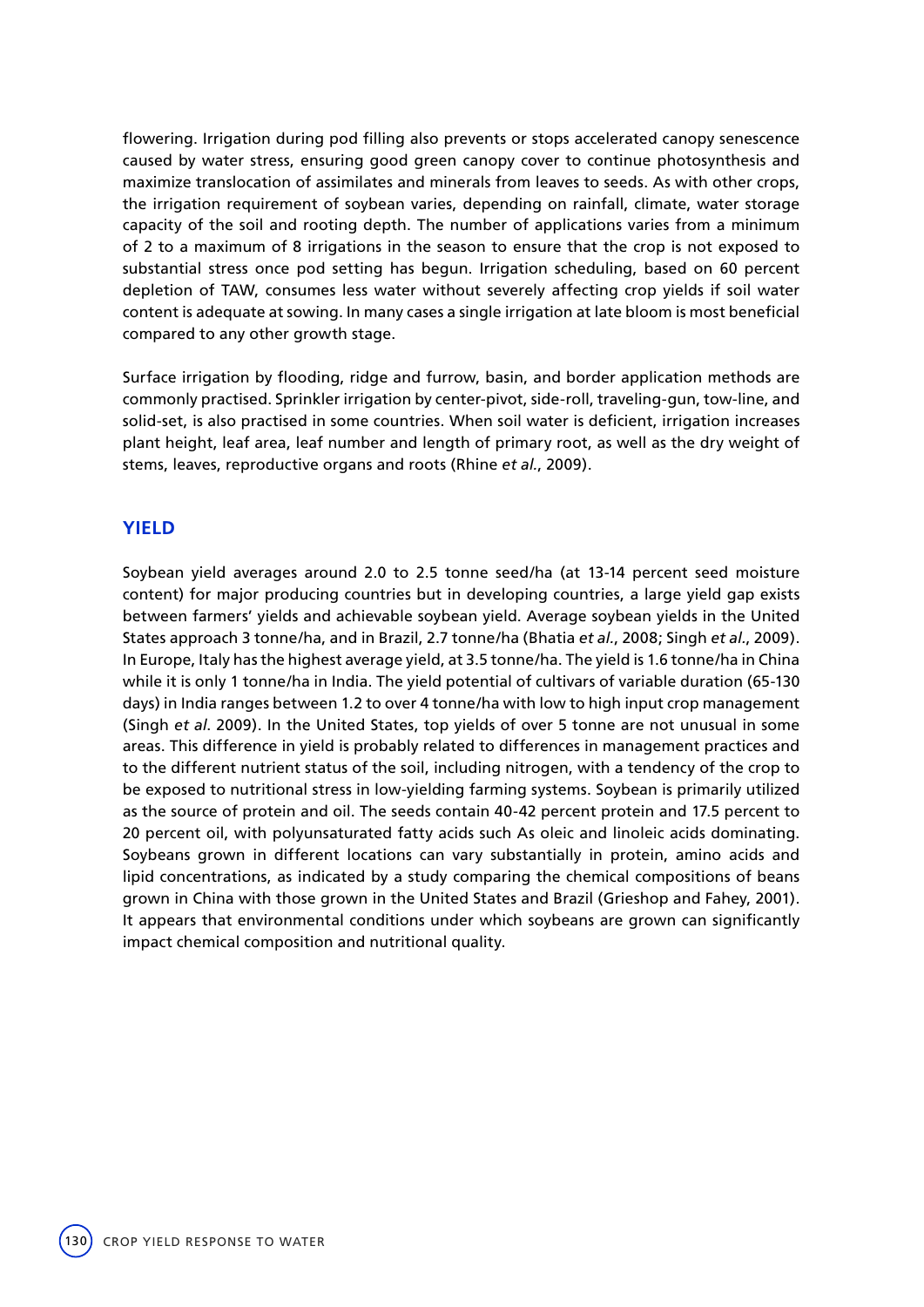flowering. Irrigation during pod filling also prevents or stops accelerated canopy senescence caused by water stress, ensuring good green canopy cover to continue photosynthesis and maximize translocation of assimilates and minerals from leaves to seeds. As with other crops, the irrigation requirement of soybean varies, depending on rainfall, climate, water storage capacity of the soil and rooting depth. The number of applications varies from a minimum of 2 to a maximum of 8 irrigations in the season to ensure that the crop is not exposed to substantial stress once pod setting has begun. Irrigation scheduling, based on 60 percent depletion of TAW, consumes less water without severely affecting crop yields if soil water content is adequate at sowing. In many cases a single irrigation at late bloom is most beneficial compared to any other growth stage.

Surface irrigation by flooding, ridge and furrow, basin, and border application methods are commonly practised. Sprinkler irrigation by center-pivot, side-roll, traveling-gun, tow-line, and solid-set, is also practised in some countries. When soil water is deficient, irrigation increases plant height, leaf area, leaf number and length of primary root, as well as the dry weight of stems, leaves, reproductive organs and roots (Rhine *et al.*, 2009).

## YIELD

Soybean yield averages around 2.0 to 2.5 tonne seed/ha (at 13-14 percent seed moisture content) for major producing countries but in developing countries, a large yield gap exists between farmers' yields and achievable soybean yield. Average soybean yields in the United States approach 3 tonne/ha, and in Brazil, 2.7 tonne/ha (Bhatia *et al.*, 2008; Singh *et al.*, 2009). In Europe, Italy has the highest average yield, at 3.5 tonne/ha. The yield is 1.6 tonne/ha in China while it is only 1 tonne/ha in India. The yield potential of cultivars of variable duration (65-130 days) in India ranges between 1.2 to over 4 tonne/ha with low to high input crop management (Singh *et al.* 2009). In the United States, top yields of over 5 tonne are not unusual in some areas. This difference in yield is probably related to differences in management practices and to the different nutrient status of the soil, including nitrogen, with a tendency of the crop to be exposed to nutritional stress in low-yielding farming systems. Soybean is primarily utilized as the source of protein and oil. The seeds contain 40-42 percent protein and 17.5 percent to 20 percent oil, with polyunsaturated fatty acids such As oleic and linoleic acids dominating. Soybeans grown in different locations can vary substantially in protein, amino acids and lipid concentrations, as indicated by a study comparing the chemical compositions of beans grown in China with those grown in the United States and Brazil (Grieshop and Fahey, 2001). It appears that environmental conditions under which soybeans are grown can significantly impact chemical composition and nutritional quality.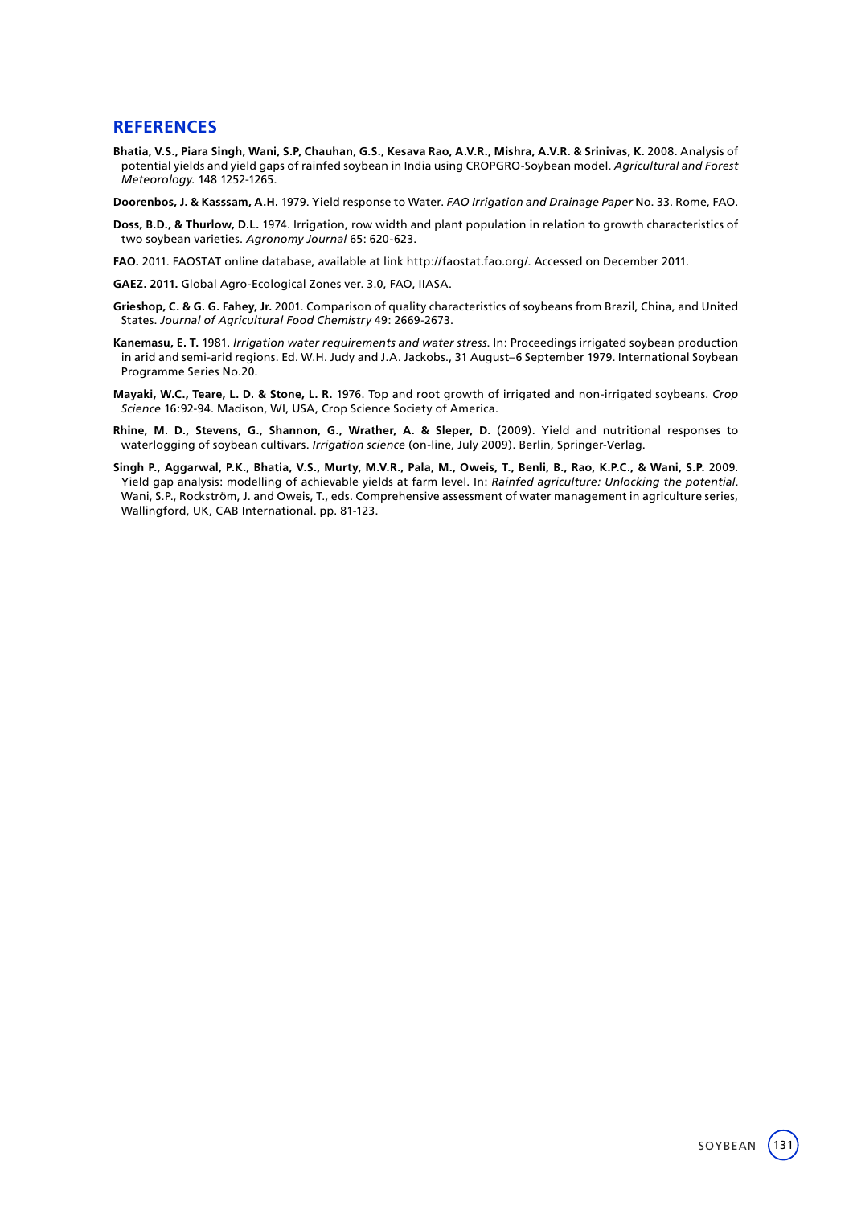## REFERENCES

**Bhatia, V.S., Piara Singh, Wani, S.P, Chauhan, G.S., Kesava Rao, A.V.R., Mishra, A.V.R. & Srinivas, K.** 2008. Analysis of potential yields and yield gaps of rainfed soybean in India using CROPGRO-Soybean model. *Agricultural and Forest Meteorology.* 148 1252-1265.

**Doorenbos, J. & Kasssam, A.H.** 1979. Yield response to Water. *FAO Irrigation and Drainage Paper* No. 33. Rome, FAO.

**Doss, B.D., & Thurlow, D.L.** 1974. Irrigation, row width and plant population in relation to growth characteristics of two soybean varieties. *Agronomy Journal* 65: 620-623.

**FAO.** 2011. FAOSTAT online database, available at link http://faostat.fao.org/. Accessed on December 2011.

**GAEZ. 2011.** Global Agro-Ecological Zones ver. 3.0, FAO, IIASA.

**Grieshop, C. & G. G. Fahey, Jr.** 2001. Comparison of quality characteristics of soybeans from Brazil, China, and United States. *Journal of Agricultural Food Chemistry* 49: 2669-2673.

**Kanemasu, E. T.** 1981. *Irrigation water requirements and water stress.* In: Proceedings irrigated soybean production in arid and semi-arid regions. Ed. W.H. Judy and J.A. Jackobs., 31 August–6 September 1979. International Soybean Programme Series No.20.

**Mayaki, W.C., Teare, L. D. & Stone, L. R.** 1976. Top and root growth of irrigated and non-irrigated soybeans. *Crop Science* 16:92-94. Madison, WI, USA, Crop Science Society of America.

**Rhine, M. D., Stevens, G., Shannon, G., Wrather, A. & Sleper, D.** (2009). Yield and nutritional responses to waterlogging of soybean cultivars. *Irrigation science* (on-line, July 2009). Berlin, Springer-Verlag.

**Singh P., Aggarwal, P.K., Bhatia, V.S., Murty, M.V.R., Pala, M., Oweis, T., Benli, B., Rao, K.P.C., & Wani, S.P.** 2009. Yield gap analysis: modelling of achievable yields at farm level. In: *Rainfed agriculture: Unlocking the potential*. Wani, S.P., Rockström, J. and Oweis, T., eds. Comprehensive assessment of water management in agriculture series, Wallingford, UK, CAB International. pp. 81-123.